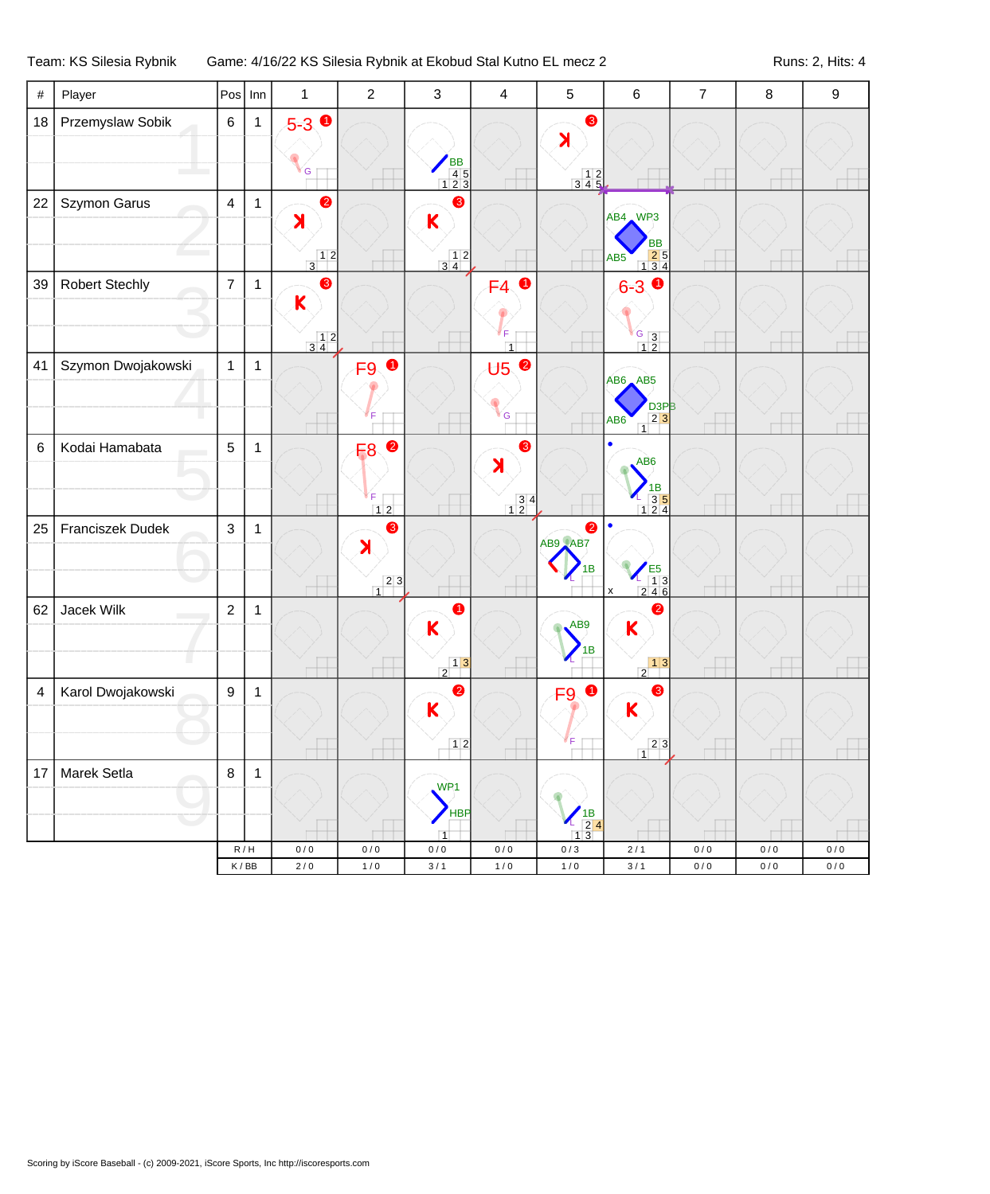Team: KS Silesia Rybnik　　Game: 4/16/22 KS Silesia Rybnik at Ekobud Stal Kutno EL mecz 2　　Runs: 2, Hits: 4

| # | Player | Pos | Inn | 1 | 2 | 3 | 4 | 5 | 6 | 7 | 8 | 9 |
|---|---|---|---|---|---|---|---|---|---|---|---|---|
| 18 | Przemyslaw Sobik | 6 | 1 | 5-3 (1) G | | BB | | K (3) | | | | |
| 22 | Szymon Garus | 4 | 1 | K (2) | | K (3) | | | AB4 WP3 BB AB5 | | | |
| 39 | Robert Stechly | 7 | 1 | K (3) | | | F4 (1) F | | 6-3 (1) G | | | |
| 41 | Szymon Dwojakowski | 1 | 1 | | F9 (1) F | | U5 (2) G | | AB6 AB5 D3PB AB6 | | | |
| 6 | Kodai Hamabata | 5 | 1 | | F8 (2) F | | K (3) | | AB6 1B L | | | |
| 25 | Franciszek Dudek | 3 | 1 | | K (3) | | | AB9 AB7 1B L (2) | E5 L x | | | |
| 62 | Jacek Wilk | 2 | 1 | | | K (1) | | AB9 1B L | K (2) | | | |
| 4 | Karol Dwojakowski | 9 | 1 | | | K (2) | | F9 (1) F | K (3) | | | |
| 17 | Marek Setla | 8 | 1 | | | WP1 HBP | | 1B L | | | | |
| | | R / H | | 0 / 0 | 0 / 0 | 0 / 0 | 0 / 0 | 0 / 3 | 2 / 1 | 0 / 0 | 0 / 0 | 0 / 0 |
| | | K / BB | | 2 / 0 | 1 / 0 | 3 / 1 | 1 / 0 | 1 / 0 | 3 / 1 | 0 / 0 | 0 / 0 | 0 / 0 |

Scoring by iScore Baseball - (c) 2009-2021, iScore Sports, Inc http://iscoresports.com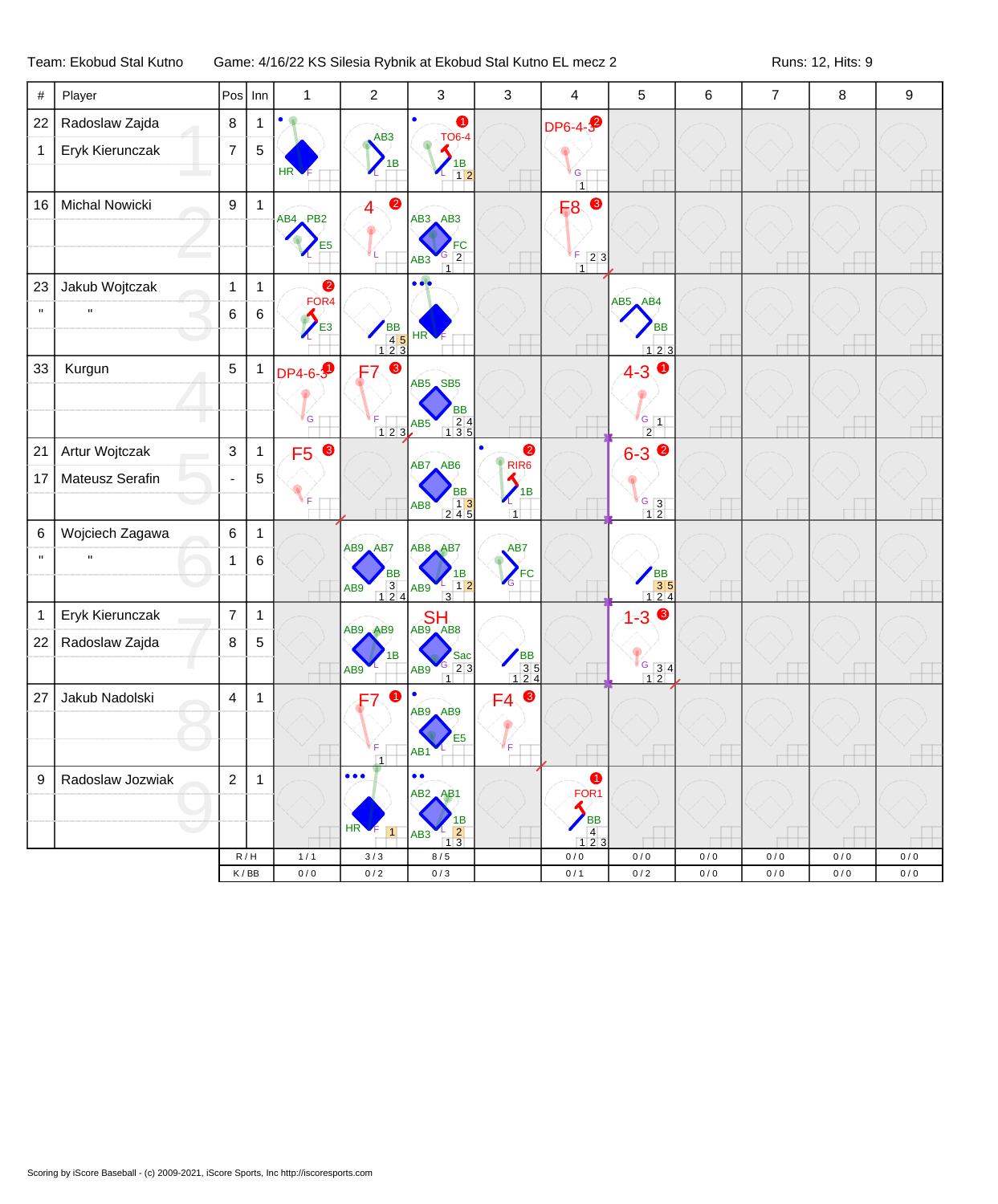Team: Ekobud Stal Kutno | Game: 4/16/22 KS Silesia Rybnik at Ekobud Stal Kutno EL mecz 2 | Runs: 12, Hits: 9

| # | Player | Pos | Inn | 1 | 2 | 3 | 3 | 4 | 5 | 6 | 7 | 8 | 9 |
|---|---|---|---|---|---|---|---|---|---|---|---|---|---|
| 22 | Radoslaw Zajda | 8 | 1 | HR | AB3 1B | TO6-4 1B | | DP6-4-3 | | | | | |
| 1 | Eryk Kierunczak | 7 | 5 | | | | | | | | | | |
| 16 | Michal Nowicki | 9 | 1 | AB4 PB2 E5 | 4 | AB3 AB3 FC AB3 | | F8 | | | | | |
| 23 | Jakub Wojtczak | 1 | 1 | FOR4 E3 | BB | HR | | | AB5 AB4 BB | | | | |
| " | " | 6 | 6 | | | | | | | | | | |
| 33 | Kurgun | 5 | 1 | DP4-6-3 | F7 | AB5 SB5 BB AB5 | | | 4-3 | | | | |
| 21 | Artur Wojtczak | 3 | 1 | F5 | | AB7 AB6 BB AB8 | RIR6 1B | | 6-3 | | | | |
| 17 | Mateusz Serafin | - | 5 | | | | | | | | | | |
| 6 | Wojciech Zagawa | 6 | 1 | | AB9 AB7 BB AB9 | AB8 AB7 1B AB9 | AB7 FC | | BB | | | | |
| " | " | 1 | 6 | | | | | | | | | | |
| 1 | Eryk Kierunczak | 7 | 1 | | AB9 AB9 1B AB9 | SH AB9 AB8 Sac AB9 | BB | | 1-3 | | | | |
| 22 | Radoslaw Zajda | 8 | 5 | | | | | | | | | | |
| 27 | Jakub Nadolski | 4 | 1 | | F7 | AB9 AB9 E5 AB1 | F4 | | | | | | |
| 9 | Radoslaw Jozwiak | 2 | 1 | | HR | AB2 AB1 1B AB3 | | FOR1 BB | | | | | |
| | | R / H | | 1 / 1 | 3 / 3 | 8 / 5 | | 0 / 0 | 0 / 0 | 0 / 0 | 0 / 0 | 0 / 0 | 0 / 0 |
| | | K / BB | | 0 / 0 | 0 / 2 | 0 / 3 | | 0 / 1 | 0 / 2 | 0 / 0 | 0 / 0 | 0 / 0 | 0 / 0 |

Scoring by iScore Baseball - (c) 2009-2021, iScore Sports, Inc http://iscoresports.com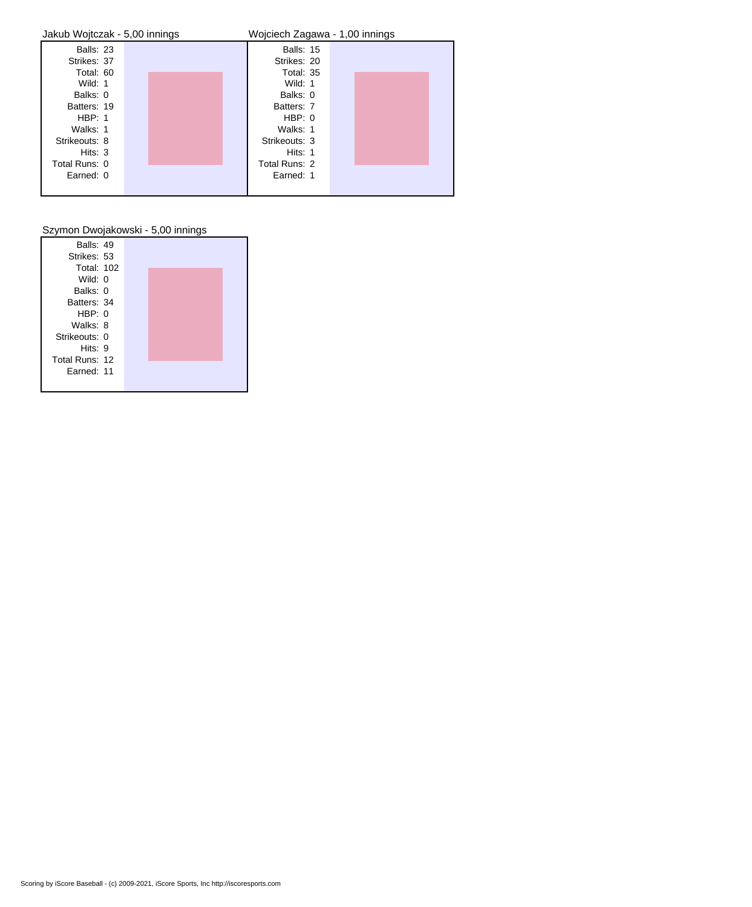### Jakub Wojtczak - 5,00 innings

| | |
|---|---|
| Balls: | 23 |
| Strikes: | 37 |
| Total: | 60 |
| Wild: | 1 |
| Balks: | 0 |
| Batters: | 19 |
| HBP: | 1 |
| Walks: | 1 |
| Strikeouts: | 8 |
| Hits: | 3 |
| Total Runs: | 0 |
| Earned: | 0 |

### Wojciech Zagawa - 1,00 innings

| | |
|---|---|
| Balls: | 15 |
| Strikes: | 20 |
| Total: | 35 |
| Wild: | 1 |
| Balks: | 0 |
| Batters: | 7 |
| HBP: | 0 |
| Walks: | 1 |
| Strikeouts: | 3 |
| Hits: | 1 |
| Total Runs: | 2 |
| Earned: | 1 |

### Szymon Dwojakowski - 5,00 innings

| | |
|---|---|
| Balls: | 49 |
| Strikes: | 53 |
| Total: | 102 |
| Wild: | 0 |
| Balks: | 0 |
| Batters: | 34 |
| HBP: | 0 |
| Walks: | 8 |
| Strikeouts: | 0 |
| Hits: | 9 |
| Total Runs: | 12 |
| Earned: | 11 |

Scoring by iScore Baseball - (c) 2009-2021, iScore Sports, Inc http://iscoresports.com